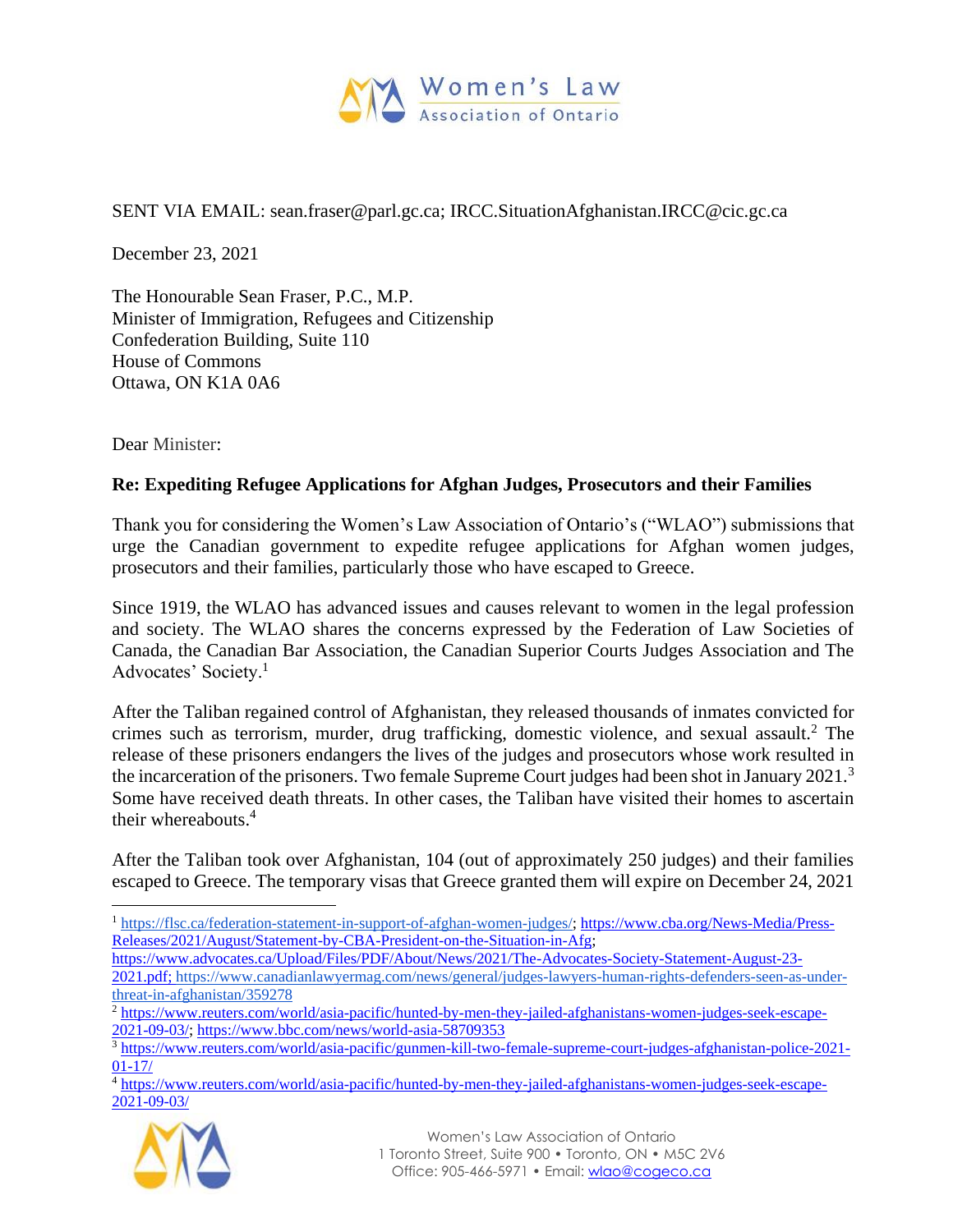SENT VIA EMAIL: sean.fraser@parl.gc.ca; IRCC.SituationAfghanistan.IRCC@cic.gc.ca

December 23, 2021

The Honourable Sean Fraser, P.C., M.P.
Minister of Immigration, Refugees and Citizenship
Confederation Building, Suite 110
House of Commons
Ottawa, ON K1A 0A6

Dear Minister:

**Re: Expediting Refugee Applications for Afghan Judges, Prosecutors and their Families**

Thank you for considering the Women's Law Association of Ontario's ("WLAO") submissions that urge the Canadian government to expedite refugee applications for Afghan women judges, prosecutors and their families, particularly those who have escaped to Greece.

Since 1919, the WLAO has advanced issues and causes relevant to women in the legal profession and society. The WLAO shares the concerns expressed by the Federation of Law Societies of Canada, the Canadian Bar Association, the Canadian Superior Courts Judges Association and The Advocates' Society.[1]

After the Taliban regained control of Afghanistan, they released thousands of inmates convicted for crimes such as terrorism, murder, drug trafficking, domestic violence, and sexual assault.[2] The release of these prisoners endangers the lives of the judges and prosecutors whose work resulted in the incarceration of the prisoners. Two female Supreme Court judges had been shot in January 2021.[3] Some have received death threats. In other cases, the Taliban have visited their homes to ascertain their whereabouts.[4]

After the Taliban took over Afghanistan, 104 (out of approximately 250 judges) and their families escaped to Greece. The temporary visas that Greece granted them will expire on December 24, 2021

---

[1] https://flsc.ca/federation-statement-in-support-of-afghan-women-judges/; https://www.cba.org/News-Media/Press-Releases/2021/August/Statement-by-CBA-President-on-the-Situation-in-Afg; https://www.advocates.ca/Upload/Files/PDF/About/News/2021/The-Advocates-Society-Statement-August-23-2021.pdf; https://www.canadianlawyermag.com/news/general/judges-lawyers-human-rights-defenders-seen-as-under-threat-in-afghanistan/359278

[2] https://www.reuters.com/world/asia-pacific/hunted-by-men-they-jailed-afghanistans-women-judges-seek-escape-2021-09-03/; https://www.bbc.com/news/world-asia-58709353

[3] https://www.reuters.com/world/asia-pacific/gunmen-kill-two-female-supreme-court-judges-afghanistan-police-2021-01-17/

[4] https://www.reuters.com/world/asia-pacific/hunted-by-men-they-jailed-afghanistans-women-judges-seek-escape-2021-09-03/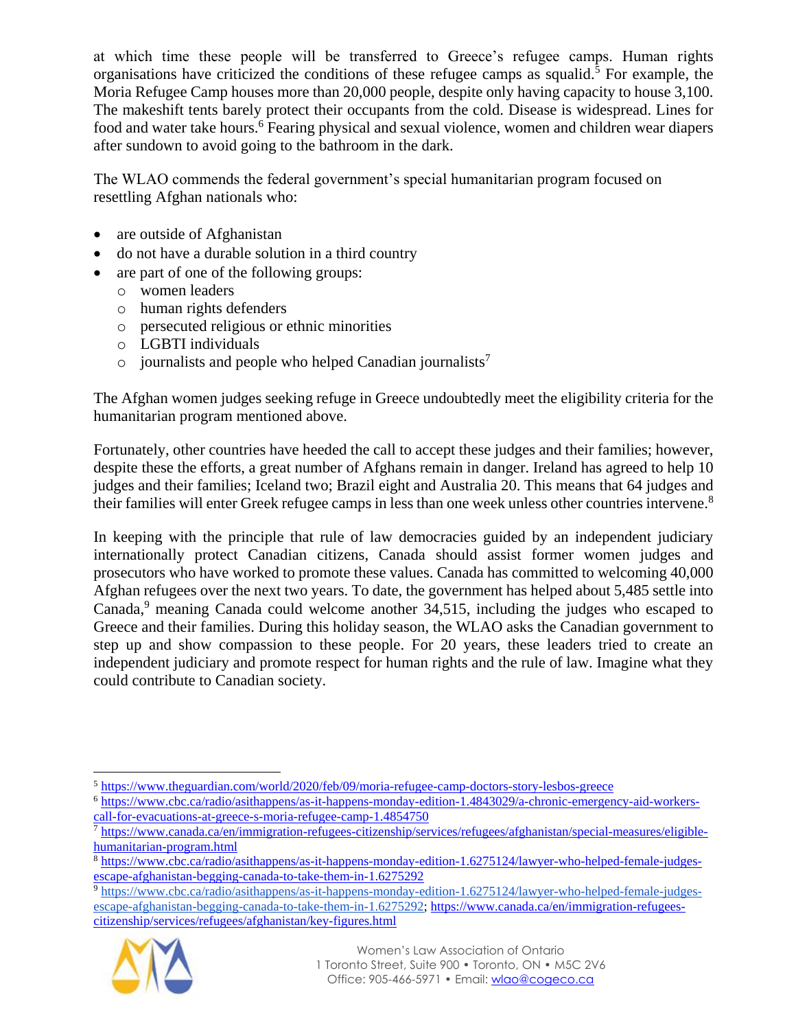at which time these people will be transferred to Greece's refugee camps. Human rights organisations have criticized the conditions of these refugee camps as squalid.[5] For example, the Moria Refugee Camp houses more than 20,000 people, despite only having capacity to house 3,100. The makeshift tents barely protect their occupants from the cold. Disease is widespread. Lines for food and water take hours.[6] Fearing physical and sexual violence, women and children wear diapers after sundown to avoid going to the bathroom in the dark.

The WLAO commends the federal government's special humanitarian program focused on resettling Afghan nationals who:

- are outside of Afghanistan
- do not have a durable solution in a third country
- are part of one of the following groups:
  - women leaders
  - human rights defenders
  - persecuted religious or ethnic minorities
  - LGBTI individuals
  - journalists and people who helped Canadian journalists[7]

The Afghan women judges seeking refuge in Greece undoubtedly meet the eligibility criteria for the humanitarian program mentioned above.

Fortunately, other countries have heeded the call to accept these judges and their families; however, despite these the efforts, a great number of Afghans remain in danger. Ireland has agreed to help 10 judges and their families; Iceland two; Brazil eight and Australia 20. This means that 64 judges and their families will enter Greek refugee camps in less than one week unless other countries intervene.[8]

In keeping with the principle that rule of law democracies guided by an independent judiciary internationally protect Canadian citizens, Canada should assist former women judges and prosecutors who have worked to promote these values. Canada has committed to welcoming 40,000 Afghan refugees over the next two years. To date, the government has helped about 5,485 settle into Canada,[9] meaning Canada could welcome another 34,515, including the judges who escaped to Greece and their families. During this holiday season, the WLAO asks the Canadian government to step up and show compassion to these people. For 20 years, these leaders tried to create an independent judiciary and promote respect for human rights and the rule of law. Imagine what they could contribute to Canadian society.

---

[5] https://www.theguardian.com/world/2020/feb/09/moria-refugee-camp-doctors-story-lesbos-greece

[6] https://www.cbc.ca/radio/asithappens/as-it-happens-monday-edition-1.4843029/a-chronic-emergency-aid-workers-call-for-evacuations-at-greece-s-moria-refugee-camp-1.4854750

[7] https://www.canada.ca/en/immigration-refugees-citizenship/services/refugees/afghanistan/special-measures/eligible-humanitarian-program.html

[8] https://www.cbc.ca/radio/asithappens/as-it-happens-monday-edition-1.6275124/lawyer-who-helped-female-judges-escape-afghanistan-begging-canada-to-take-them-in-1.6275292

[9] https://www.cbc.ca/radio/asithappens/as-it-happens-monday-edition-1.6275124/lawyer-who-helped-female-judges-escape-afghanistan-begging-canada-to-take-them-in-1.6275292; https://www.canada.ca/en/immigration-refugees-citizenship/services/refugees/afghanistan/key-figures.html

Women's Law Association of Ontario
1 Toronto Street, Suite 900 • Toronto, ON • M5C 2V6
Office: 905-466-5971 • Email: wlao@cogeco.ca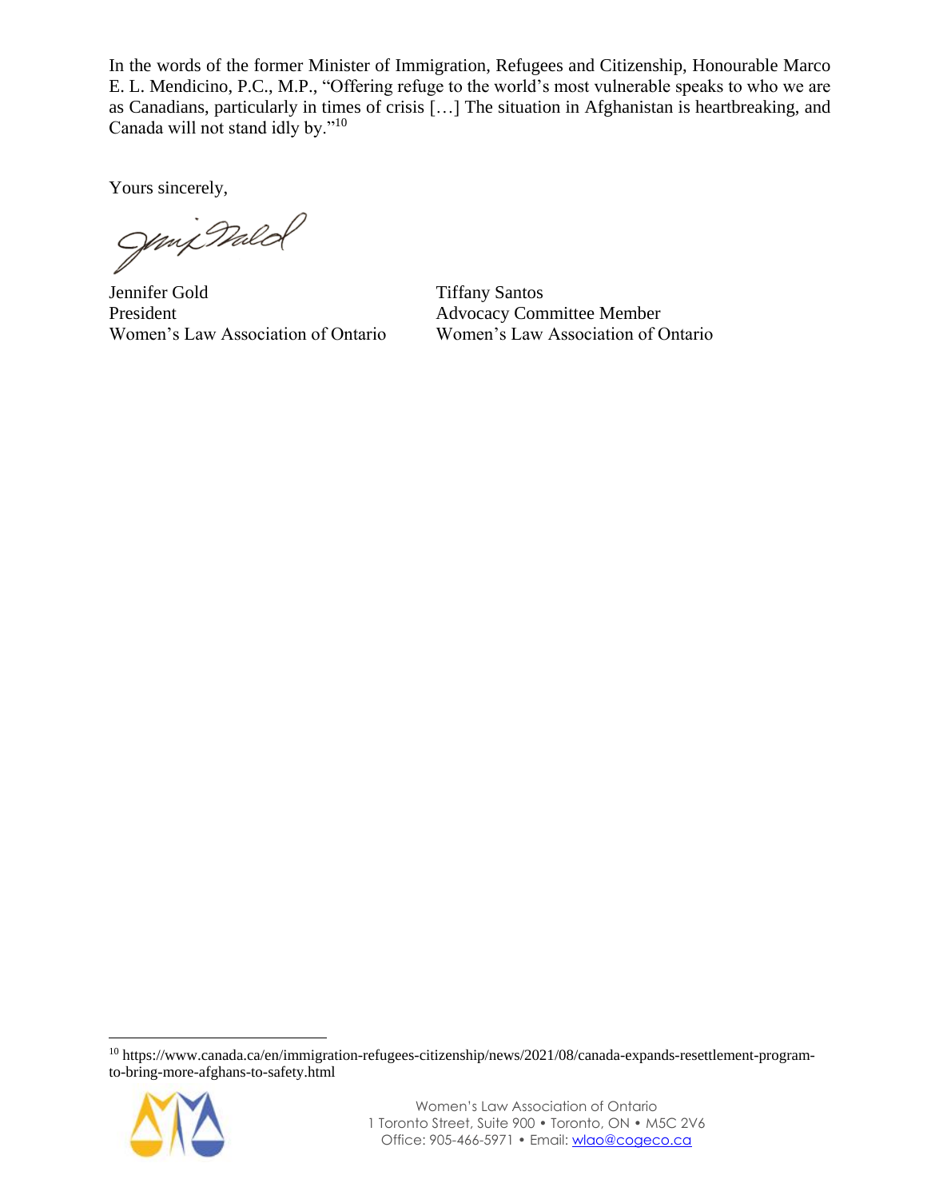In the words of the former Minister of Immigration, Refugees and Citizenship, Honourable Marco E. L. Mendicino, P.C., M.P., "Offering refuge to the world's most vulnerable speaks to who we are as Canadians, particularly in times of crisis […] The situation in Afghanistan is heartbreaking, and Canada will not stand idly by."[10]

Yours sincerely,

Jennifer Gold
President
Women's Law Association of Ontario

Tiffany Santos
Advocacy Committee Member
Women's Law Association of Ontario

[10] https://www.canada.ca/en/immigration-refugees-citizenship/news/2021/08/canada-expands-resettlement-program-to-bring-more-afghans-to-safety.html

Women's Law Association of Ontario
1 Toronto Street, Suite 900 • Toronto, ON • M5C 2V6
Office: 905-466-5971 • Email: wlao@cogeco.ca